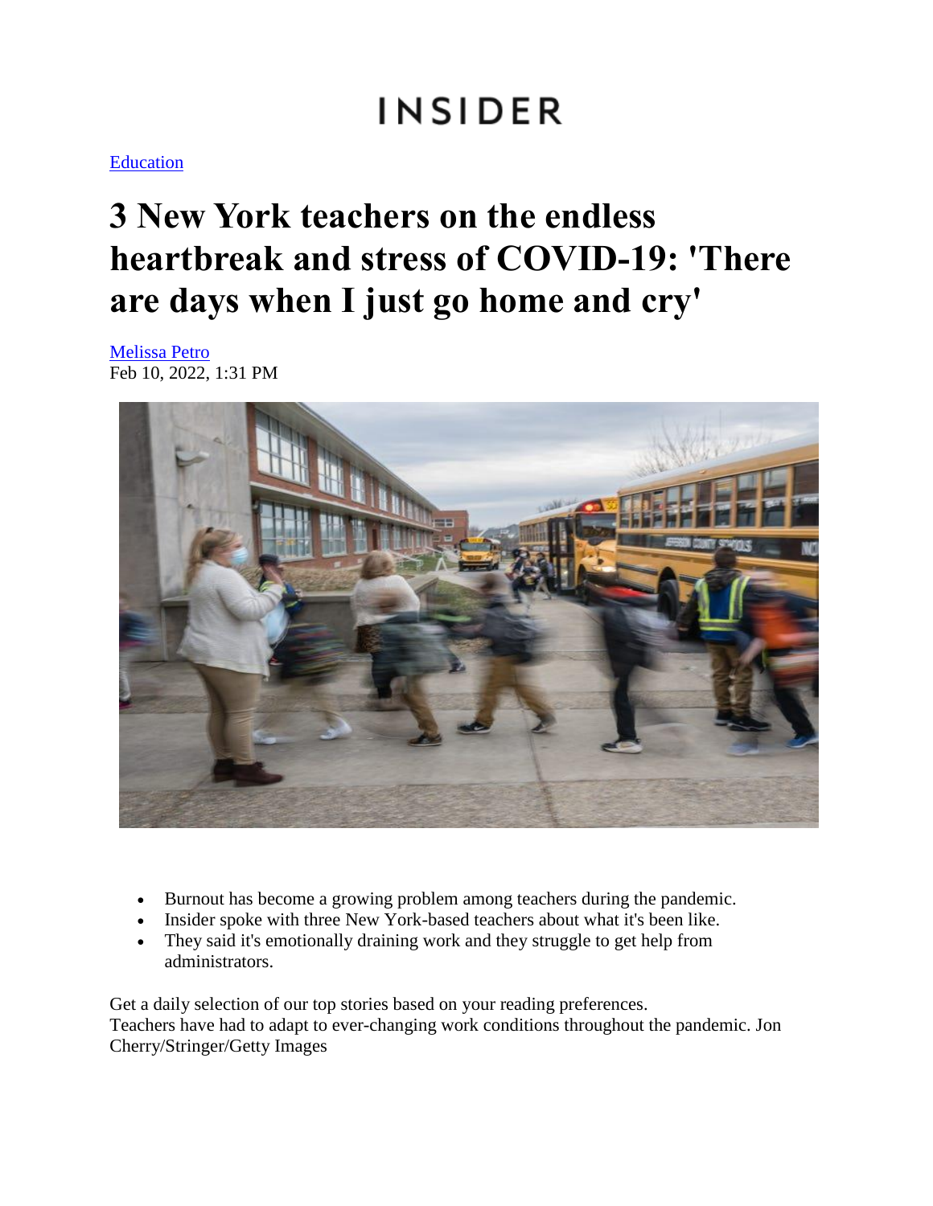INSIDER

[Education]

# 3 New York teachers on the endless heartbreak and stress of COVID-19: 'There are days when I just go home and cry'

[Melissa Petro]
Feb 10, 2022, 1:31 PM

- Burnout has become a growing problem among teachers during the pandemic.
- Insider spoke with three New York-based teachers about what it's been like.
- They said it's emotionally draining work and they struggle to get help from administrators.

Get a daily selection of our top stories based on your reading preferences.
Teachers have had to adapt to ever-changing work conditions throughout the pandemic. Jon Cherry/Stringer/Getty Images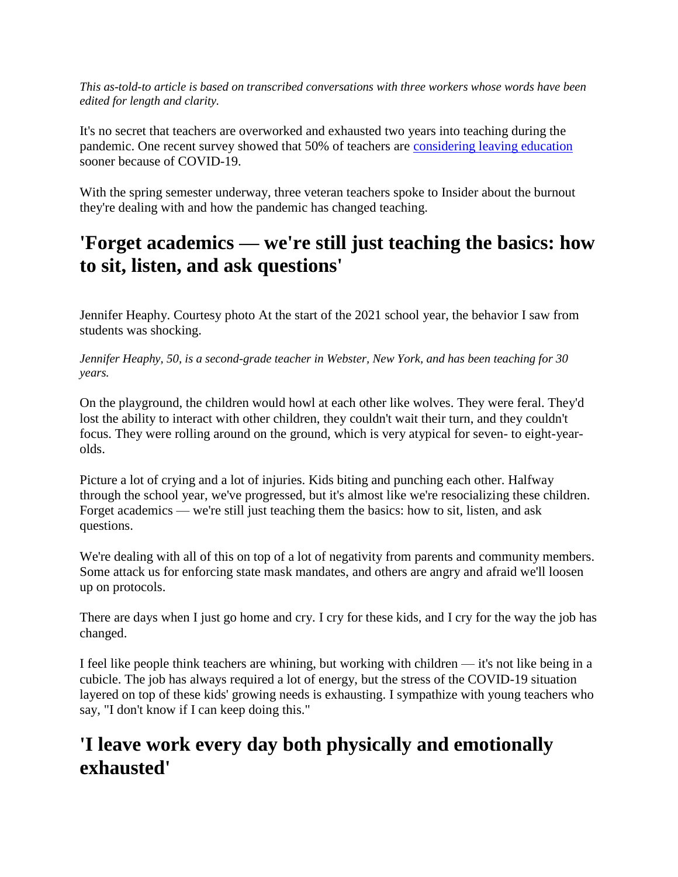*This as-told-to article is based on transcribed conversations with three workers whose words have been edited for length and clarity.*

It's no secret that teachers are overworked and exhausted two years into teaching during the pandemic. One recent survey showed that 50% of teachers are [considering leaving education]() sooner because of COVID-19.

With the spring semester underway, three veteran teachers spoke to Insider about the burnout they're dealing with and how the pandemic has changed teaching.

## 'Forget academics — we're still just teaching the basics: how to sit, listen, and ask questions'

Jennifer Heaphy. Courtesy photo At the start of the 2021 school year, the behavior I saw from students was shocking.

*Jennifer Heaphy, 50, is a second-grade teacher in Webster, New York, and has been teaching for 30 years.*

On the playground, the children would howl at each other like wolves. They were feral. They'd lost the ability to interact with other children, they couldn't wait their turn, and they couldn't focus. They were rolling around on the ground, which is very atypical for seven- to eight-year-olds.

Picture a lot of crying and a lot of injuries. Kids biting and punching each other. Halfway through the school year, we've progressed, but it's almost like we're resocializing these children. Forget academics — we're still just teaching them the basics: how to sit, listen, and ask questions.

We're dealing with all of this on top of a lot of negativity from parents and community members. Some attack us for enforcing state mask mandates, and others are angry and afraid we'll loosen up on protocols.

There are days when I just go home and cry. I cry for these kids, and I cry for the way the job has changed.

I feel like people think teachers are whining, but working with children — it's not like being in a cubicle. The job has always required a lot of energy, but the stress of the COVID-19 situation layered on top of these kids' growing needs is exhausting. I sympathize with young teachers who say, "I don't know if I can keep doing this."

## 'I leave work every day both physically and emotionally exhausted'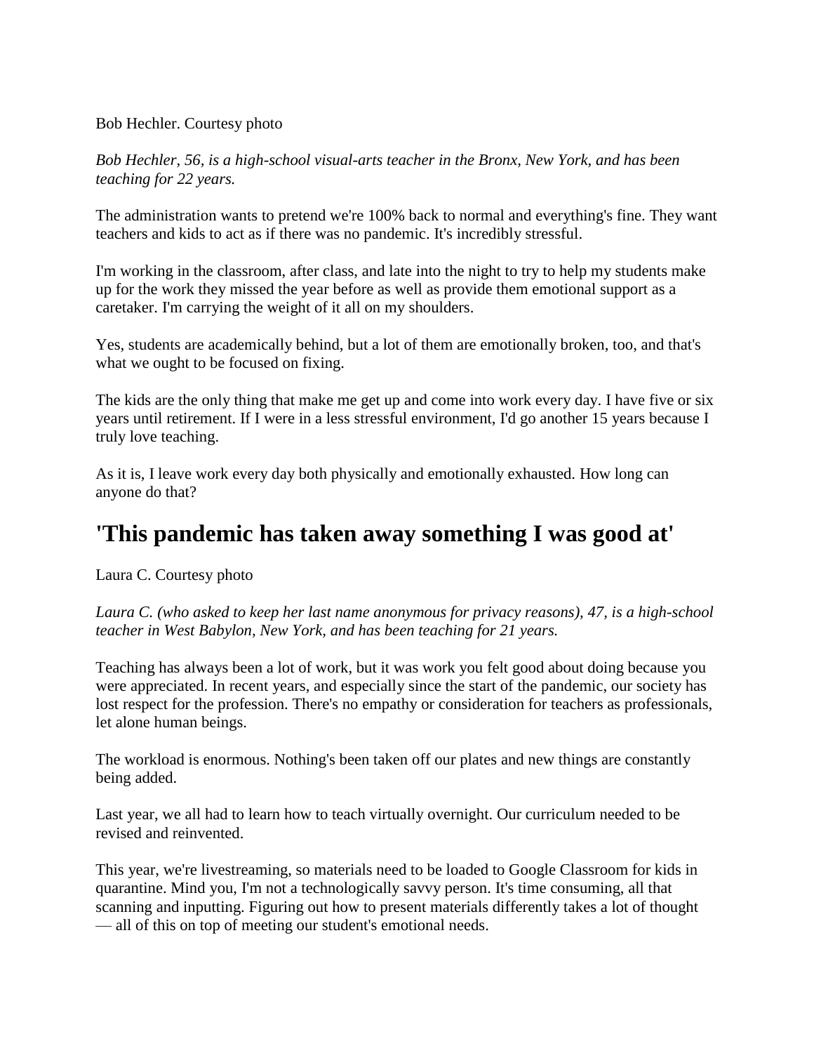Bob Hechler. Courtesy photo

*Bob Hechler, 56, is a high-school visual-arts teacher in the Bronx, New York, and has been teaching for 22 years.*

The administration wants to pretend we're 100% back to normal and everything's fine. They want teachers and kids to act as if there was no pandemic. It's incredibly stressful.

I'm working in the classroom, after class, and late into the night to try to help my students make up for the work they missed the year before as well as provide them emotional support as a caretaker. I'm carrying the weight of it all on my shoulders.

Yes, students are academically behind, but a lot of them are emotionally broken, too, and that's what we ought to be focused on fixing.

The kids are the only thing that make me get up and come into work every day. I have five or six years until retirement. If I were in a less stressful environment, I'd go another 15 years because I truly love teaching.

As it is, I leave work every day both physically and emotionally exhausted. How long can anyone do that?

## 'This pandemic has taken away something I was good at'

Laura C. Courtesy photo

*Laura C. (who asked to keep her last name anonymous for privacy reasons), 47, is a high-school teacher in West Babylon, New York, and has been teaching for 21 years.*

Teaching has always been a lot of work, but it was work you felt good about doing because you were appreciated. In recent years, and especially since the start of the pandemic, our society has lost respect for the profession. There's no empathy or consideration for teachers as professionals, let alone human beings.

The workload is enormous. Nothing's been taken off our plates and new things are constantly being added.

Last year, we all had to learn how to teach virtually overnight. Our curriculum needed to be revised and reinvented.

This year, we're livestreaming, so materials need to be loaded to Google Classroom for kids in quarantine. Mind you, I'm not a technologically savvy person. It's time consuming, all that scanning and inputting. Figuring out how to present materials differently takes a lot of thought — all of this on top of meeting our student's emotional needs.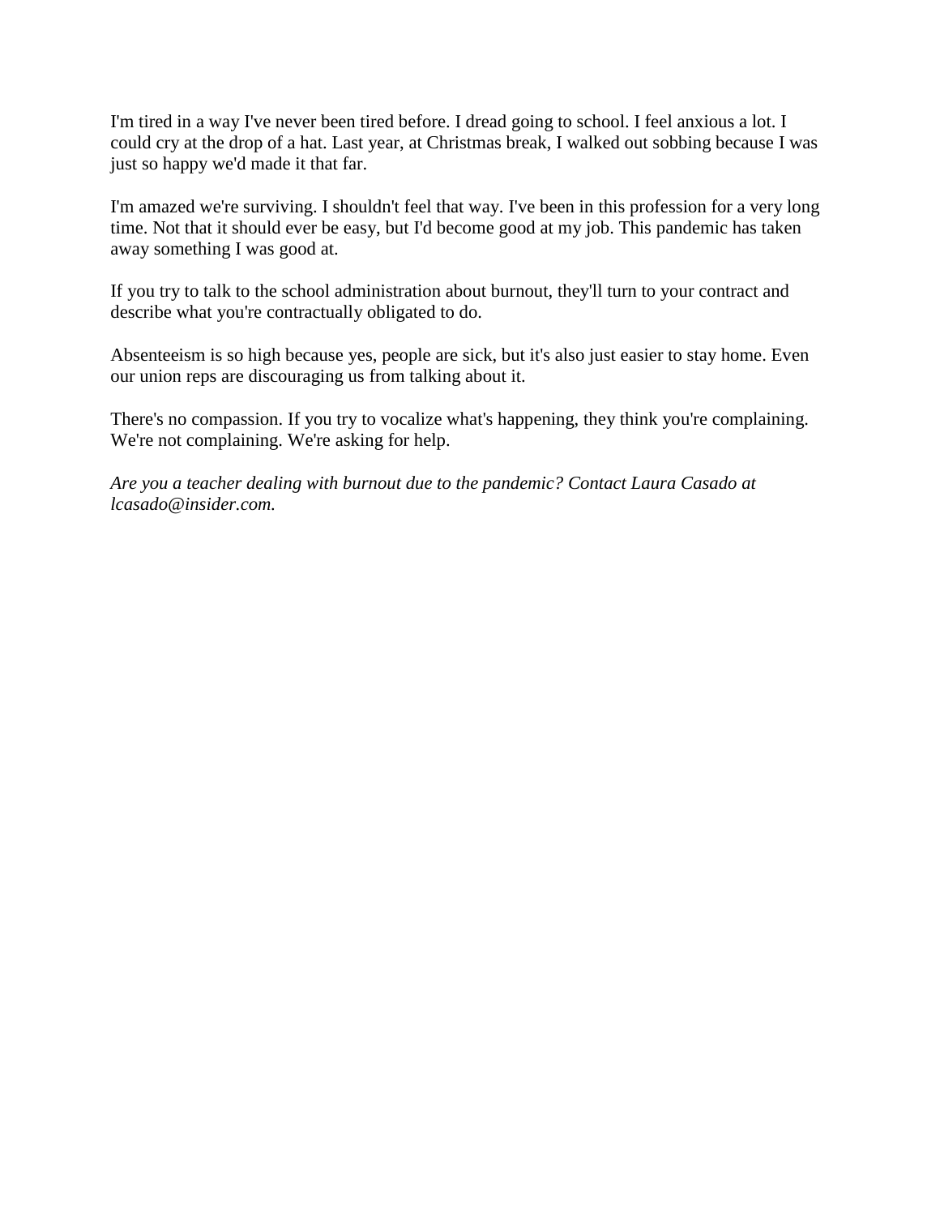I'm tired in a way I've never been tired before. I dread going to school. I feel anxious a lot. I could cry at the drop of a hat. Last year, at Christmas break, I walked out sobbing because I was just so happy we'd made it that far.

I'm amazed we're surviving. I shouldn't feel that way. I've been in this profession for a very long time. Not that it should ever be easy, but I'd become good at my job. This pandemic has taken away something I was good at.

If you try to talk to the school administration about burnout, they'll turn to your contract and describe what you're contractually obligated to do.

Absenteeism is so high because yes, people are sick, but it's also just easier to stay home. Even our union reps are discouraging us from talking about it.

There's no compassion. If you try to vocalize what's happening, they think you're complaining. We're not complaining. We're asking for help.

*Are you a teacher dealing with burnout due to the pandemic? Contact Laura Casado at lcasado@insider.com.*